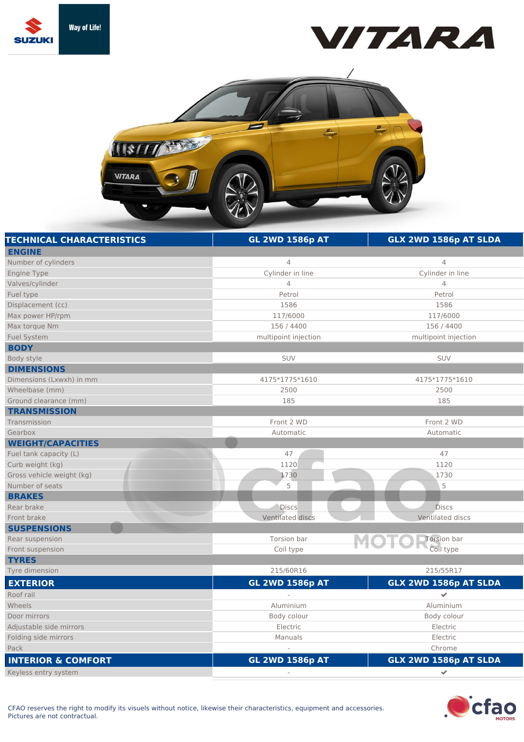# VITARA

| TECHNICAL CHARACTERISTICS | GL 2WD 1586p AT | GLX 2WD 1586p AT SLDA |
|---|---|---|
| **ENGINE** | | |
| Number of cylinders | 4 | 4 |
| Engine Type | Cylinder in line | Cylinder in line |
| Valves/cylinder | 4 | 4 |
| Fuel type | Petrol | Petrol |
| Displacement (cc) | 1586 | 1586 |
| Max power HP/rpm | 117/6000 | 117/6000 |
| Max torque Nm | 156 / 4400 | 156 / 4400 |
| Fuel System | multipoint injection | multipoint injection |
| **BODY** | | |
| Body style | SUV | SUV |
| **DIMENSIONS** | | |
| Dimensions (Lxwxh) in mm | 4175*1775*1610 | 4175*1775*1610 |
| Wheelbase (mm) | 2500 | 2500 |
| Ground clearance (mm) | 185 | 185 |
| **TRANSMISSION** | | |
| Transmission | Front 2 WD | Front 2 WD |
| Gearbox | Automatic | Automatic |
| **WEIGHT/CAPACITIES** | | |
| Fuel tank capacity (L) | 47 | 47 |
| Curb weight (kg) | 1120 | 1120 |
| Gross vehicle weight (kg) | 1730 | 1730 |
| Number of seats | 5 | 5 |
| **BRAKES** | | |
| Rear brake | Discs | Discs |
| Front brake | Ventilated discs | Ventilated discs |
| **SUSPENSIONS** | | |
| Rear suspension | Torsion bar | Torsion bar |
| Front suspension | Coil type | Coil type |
| **TYRES** | | |
| Tyre dimension | 215/60R16 | 215/55R17 |

| EXTERIOR | GL 2WD 1586p AT | GLX 2WD 1586p AT SLDA |
|---|---|---|
| Roof rail | - | ✔ |
| Wheels | Aluminium | Aluminium |
| Door mirrors | Body colour | Body colour |
| Adjustable side mirrors | Electric | Electric |
| Folding side mirrors | Manuals | Electric |
| Pack | - | Chrome |

| INTERIOR & COMFORT | GL 2WD 1586p AT | GLX 2WD 1586p AT SLDA |
|---|---|---|
| Keyless entry system | - | ✔ |

CFAO reserves the right to modify its visuals without notice, likewise their characteristics, equipment and accessories.
Pictures are not contractual.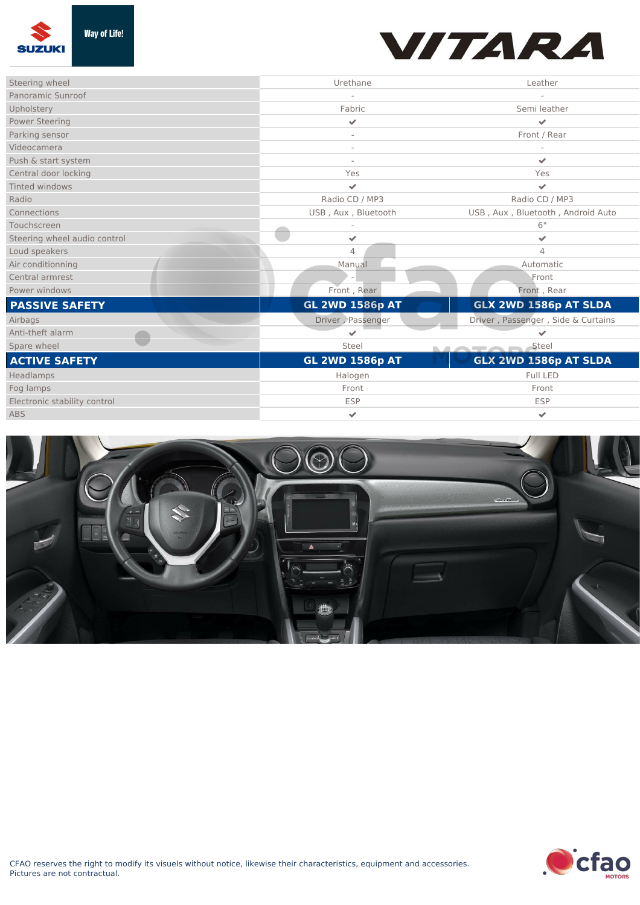| | | |
|---|---|---|
| Steering wheel | Urethane | Leather |
| Panoramic Sunroof | - | - |
| Upholstery | Fabric | Semi leather |
| Power Steering | ✔ | ✔ |
| Parking sensor | - | Front / Rear |
| Videocamera | - | - |
| Push & start system | - | ✔ |
| Central door locking | Yes | Yes |
| Tinted windows | ✔ | ✔ |
| Radio | Radio CD / MP3 | Radio CD / MP3 |
| Connections | USB , Aux , Bluetooth | USB , Aux , Bluetooth , Android Auto |
| Touchscreen | - | 6" |
| Steering wheel audio control | ✔ | ✔ |
| Loud speakers | 4 | 4 |
| Air conditionning | Manual | Automatic |
| Central armrest | - | Front |
| Power windows | Front , Rear | Front , Rear |
| **PASSIVE SAFETY** | **GL 2WD 1586p AT** | **GLX 2WD 1586p AT SLDA** |
| Airbags | Driver , Passenger | Driver , Passenger , Side & Curtains |
| Anti-theft alarm | ✔ | ✔ |
| Spare wheel | Steel | Steel |
| **ACTIVE SAFETY** | **GL 2WD 1586p AT** | **GLX 2WD 1586p AT SLDA** |
| Headlamps | Halogen | Full LED |
| Fog lamps | Front | Front |
| Electronic stability control | ESP | ESP |
| ABS | ✔ | ✔ |

CFAO reserves the right to modify its visuals without notice, likewise their characteristics, equipment and accessories.
Pictures are not contractual.